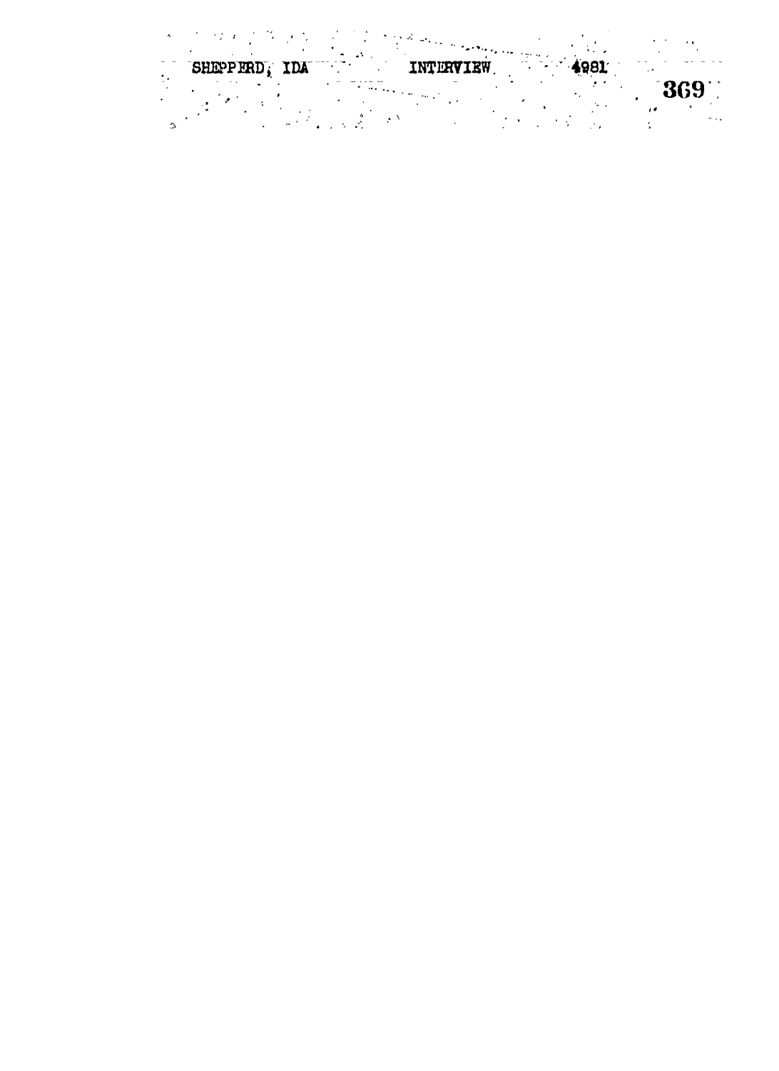SHEPPERD, IDA INTERVIEW 4981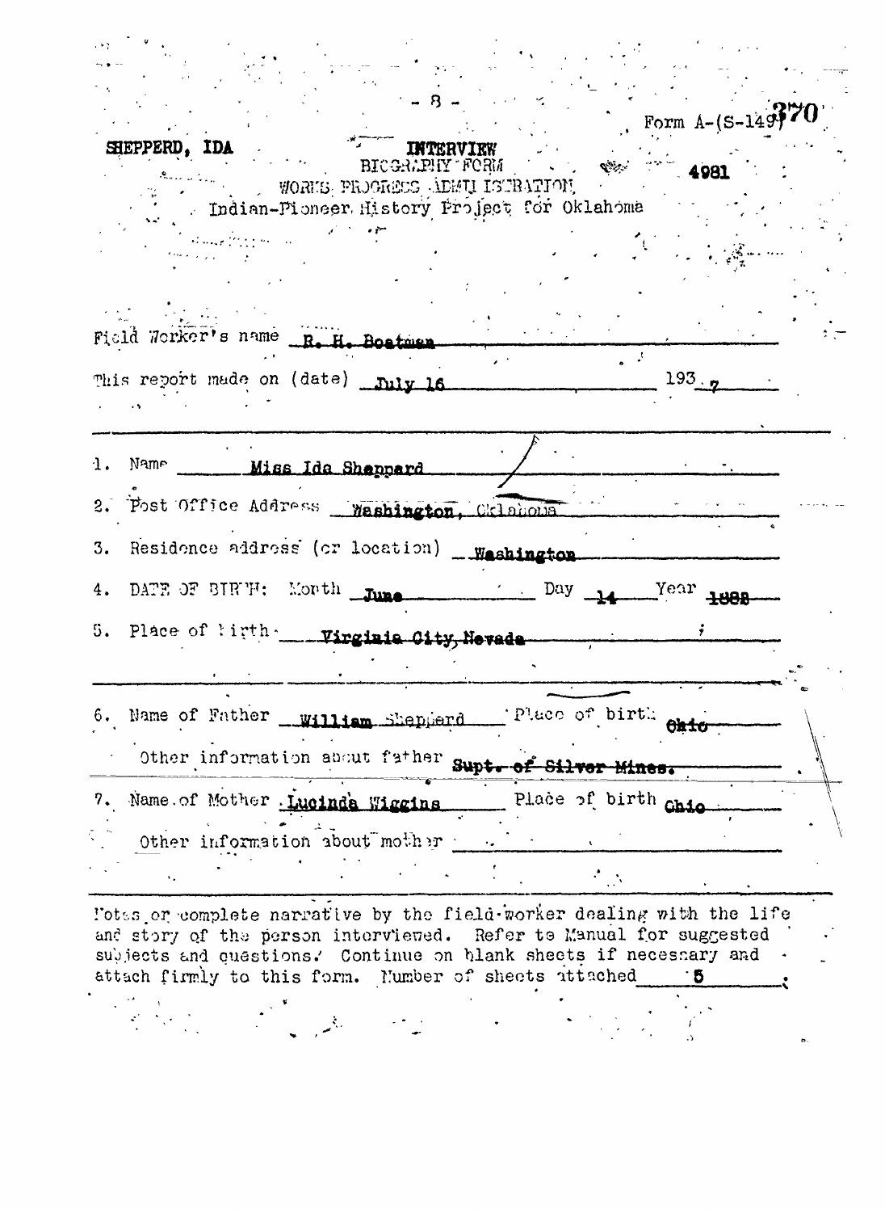Form A-(S-149) 370

SHEPPERD, IDA

**INTERVIEW**

BIOGRAPHY FORM
WORKS PROGRESS ADMINISTRATION
Indian-Pioneer History Project for Oklahoma

4981

Field Worker's name **R. H. Boatman**

This report made on (date) **July 16** 193**7**

1. Name **Miss Ida Sheppard**

2. Post Office Address **Washington, Oklahoma**

3. Residence address (or location) **Washington**

4. DATE OF BIRTH: Month **June** Day **14** Year **1882**

5. Place of birth **Virginia City, Nevada**

6. Name of Father **William** Sheppard Place of birth **Ohio**

   Other information about father **Supt. of Silver Mines.**

7. Name of Mother **Lucinda Wiggins** Place of birth **Ohio**

   Other information about mother

Notes or complete narrative by the field-worker dealing with the life and story of the person interviewed. Refer to Manual for suggested subjects and questions. Continue on blank sheets if necessary and attach firmly to this form. Number of sheets attached **5**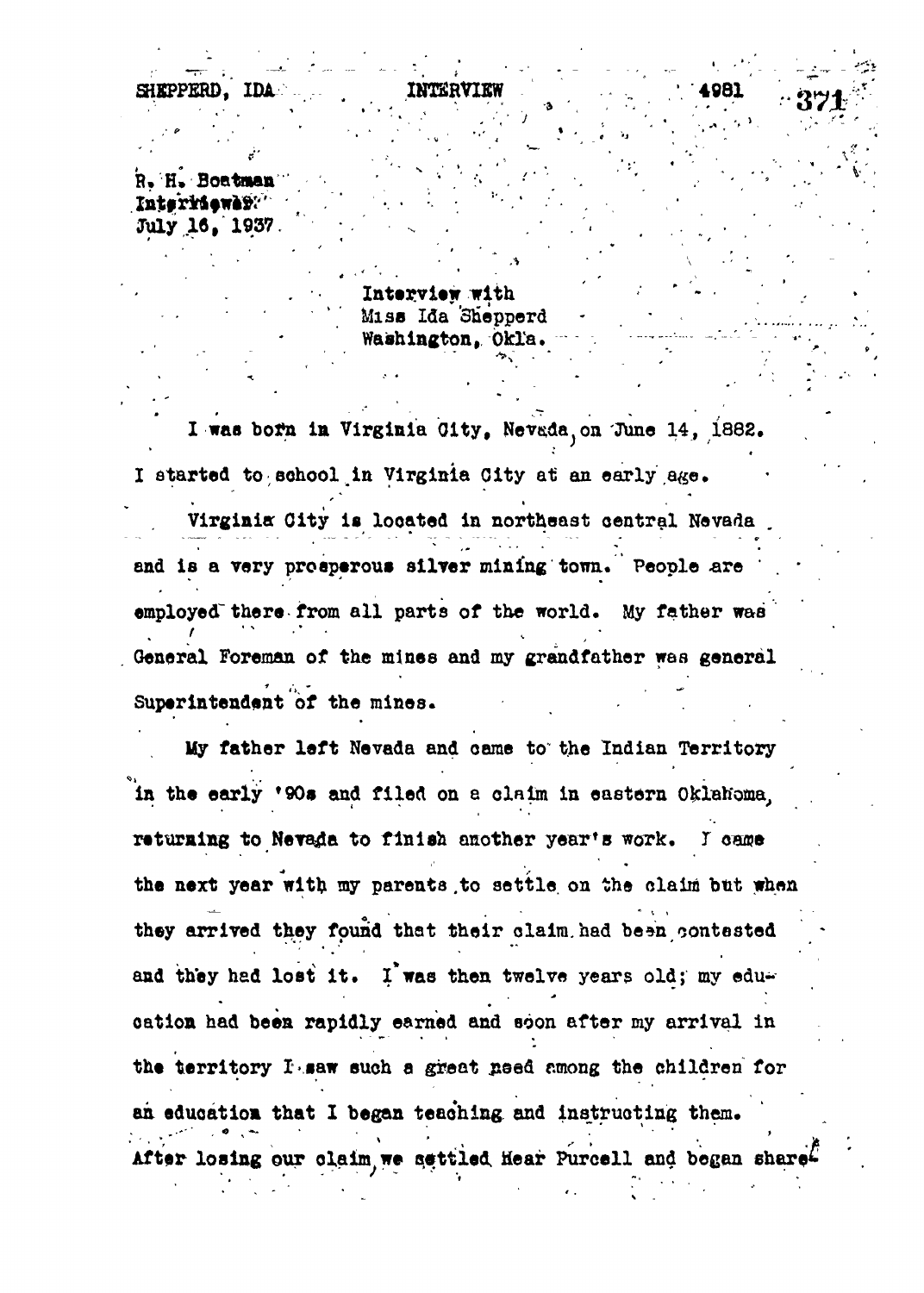SHEPPERD, IDA          INTERVIEW          4981

R. H. Boatman
Interviewer
July 16, 1937

Interview with
Miss Ida Shepperd
Washington, Okla.

I was born in Virginia City, Nevada, on June 14, 1882. I started to school in Virginia City at an early age.

Virginia City is located in northeast central Nevada and is a very prosperous silver mining town. People are employed there from all parts of the world. My father was General Foreman of the mines and my grandfather was general Superintendent of the mines.

My father left Nevada and came to the Indian Territory in the early '90s and filed on a claim in eastern Oklahoma, returning to Nevada to finish another year's work. I came the next year with my parents to settle on the claim but when they arrived they found that their claim had been contested and they had lost it. I was then twelve years old; my education had been rapidly earned and soon after my arrival in the territory I saw such a great need among the children for an education that I began teaching and instructing them. After losing our claim, we settled near Purcell and began share-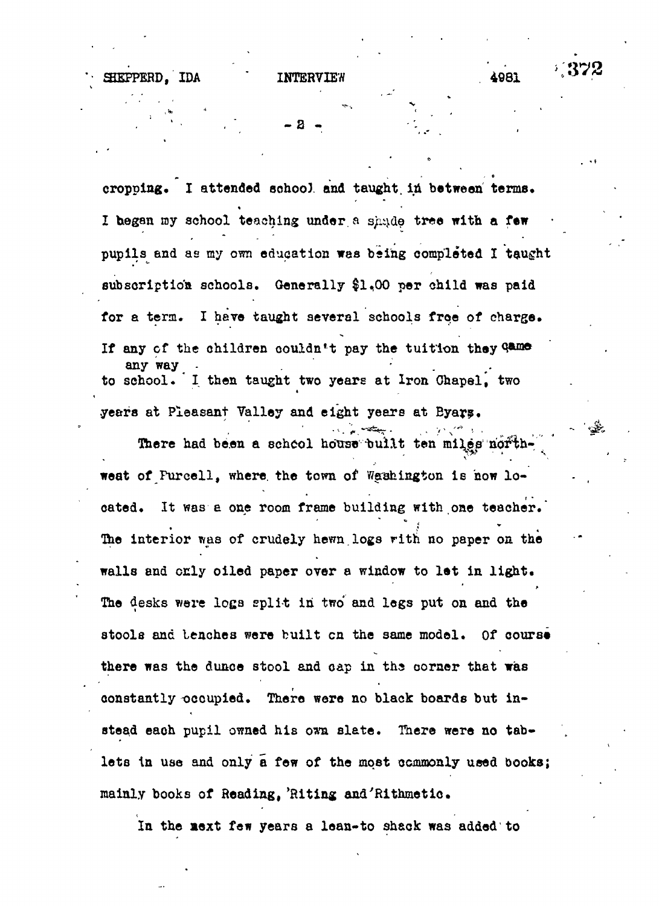cropping. I attended school and taught in between terms. I began my school teaching under a shade tree with a few pupils and as my own education was being completed I taught subscription schools. Generally $1.00 per child was paid for a term. I have taught several schools free of charge. If any of the children couldn't pay the tuition they came any way to school. I then taught two years at Iron Chapel, two years at Pleasant Valley and eight years at Byars.

There had been a school house built ten miles northwest of Purcell, where the town of Washington is now located. It was a one room frame building with one teacher. The interior was of crudely hewn logs with no paper on the walls and only oiled paper over a window to let in light. The desks were logs split in two and legs put on and the stools and benches were built on the same model. Of course there was the dunce stool and cap in the corner that was constantly occupied. There were no black boards but instead each pupil owned his own slate. There were no tablets in use and only a few of the most commonly used books; mainly books of Reading, 'Riting and 'Rithmetic.

In the next few years a lean-to shack was added to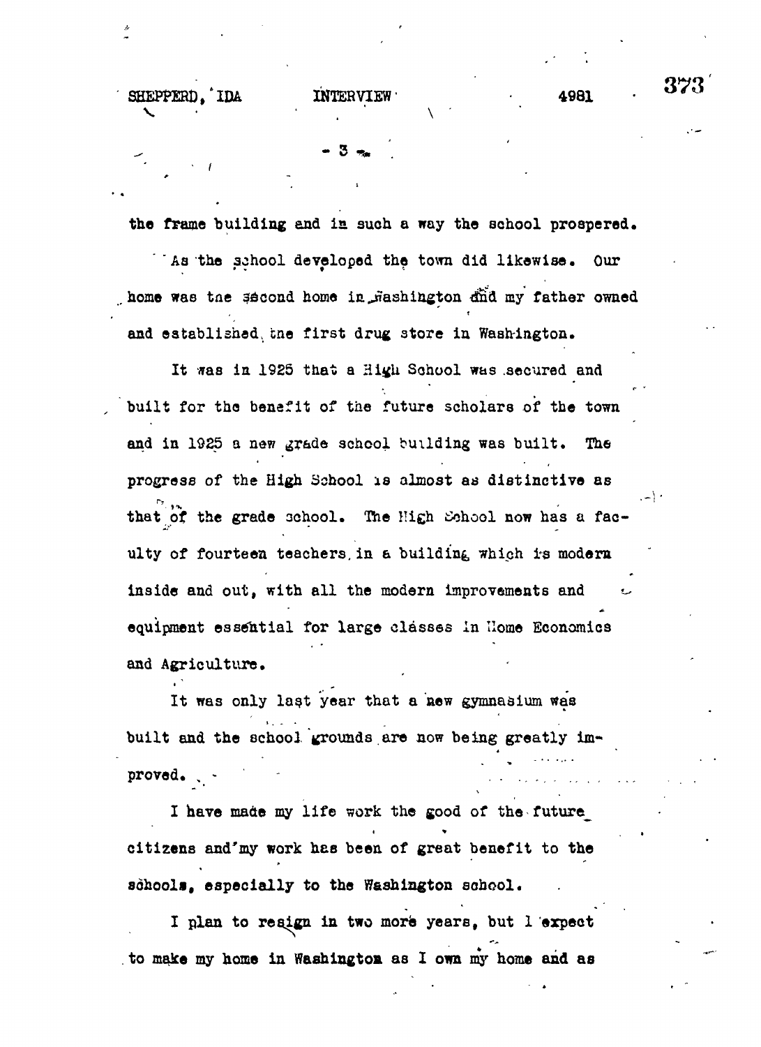the frame building and in such a way the school prospered.

As the school developed the town did likewise. Our home was the second home in Washington and my father owned and established the first drug store in Washington.

It was in 1925 that a High School was secured and built for the benefit of the future scholars of the town and in 1925 a new grade school building was built. The progress of the High School is almost as distinctive as that of the grade school. The High School now has a faculty of fourteen teachers in a building which is modern inside and out, with all the modern improvements and equipment essential for large classes in Home Economics and Agriculture.

It was only last year that a new gymnasium was built and the school grounds are now being greatly improved.

I have made my life work the good of the future citizens and my work has been of great benefit to the schools, especially to the Washington school.

I plan to resign in two more years, but I expect to make my home in Washington as I own my home and as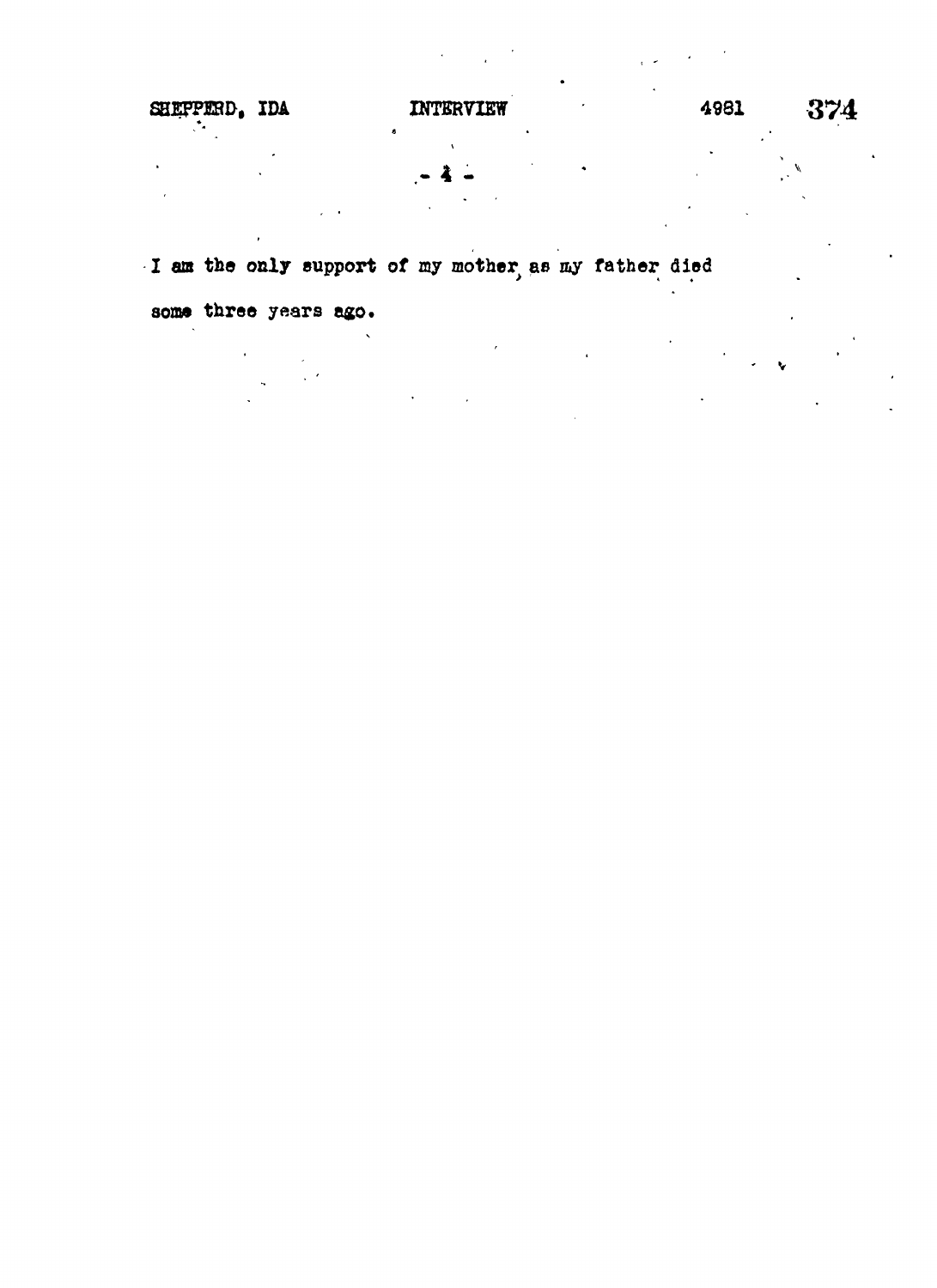I am the only support of my mother, as my father died some three years ago.